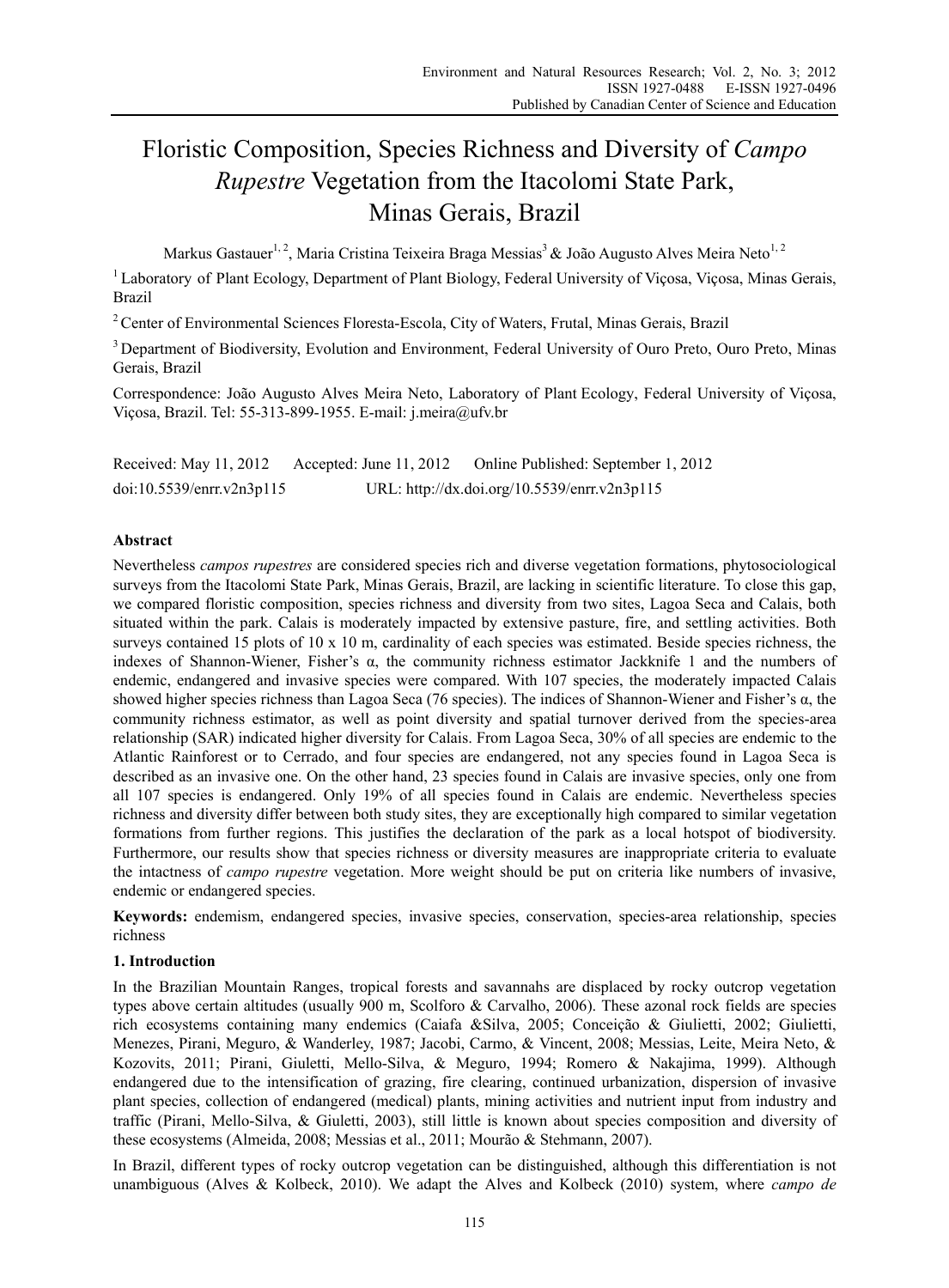# Floristic Composition, Species Richness and Diversity of *Campo Rupestre* Vegetation from the Itacolomi State Park, Minas Gerais, Brazil

Markus Gastauer[1, 2], Maria Cristina Teixeira Braga Messias[3] & João Augusto Alves Meira Neto[1, 2]

[1] Laboratory of Plant Ecology, Department of Plant Biology, Federal University of Viçosa, Viçosa, Minas Gerais, Brazil

[2] Center of Environmental Sciences Floresta-Escola, City of Waters, Frutal, Minas Gerais, Brazil

[3] Department of Biodiversity, Evolution and Environment, Federal University of Ouro Preto, Ouro Preto, Minas Gerais, Brazil

Correspondence: João Augusto Alves Meira Neto, Laboratory of Plant Ecology, Federal University of Viçosa, Viçosa, Brazil. Tel: 55-313-899-1955. E-mail: j.meira@ufv.br

Received: May 11, 2012 Accepted: June 11, 2012 Online Published: September 1, 2012

doi:10.5539/enrr.v2n3p115 URL: http://dx.doi.org/10.5539/enrr.v2n3p115

## Abstract

Nevertheless *campos rupestres* are considered species rich and diverse vegetation formations, phytosociological surveys from the Itacolomi State Park, Minas Gerais, Brazil, are lacking in scientific literature. To close this gap, we compared floristic composition, species richness and diversity from two sites, Lagoa Seca and Calais, both situated within the park. Calais is moderately impacted by extensive pasture, fire, and settling activities. Both surveys contained 15 plots of 10 x 10 m, cardinality of each species was estimated. Beside species richness, the indexes of Shannon-Wiener, Fisher's α, the community richness estimator Jackknife 1 and the numbers of endemic, endangered and invasive species were compared. With 107 species, the moderately impacted Calais showed higher species richness than Lagoa Seca (76 species). The indices of Shannon-Wiener and Fisher's α, the community richness estimator, as well as point diversity and spatial turnover derived from the species-area relationship (SAR) indicated higher diversity for Calais. From Lagoa Seca, 30% of all species are endemic to the Atlantic Rainforest or to Cerrado, and four species are endangered, not any species found in Lagoa Seca is described as an invasive one. On the other hand, 23 species found in Calais are invasive species, only one from all 107 species is endangered. Only 19% of all species found in Calais are endemic. Nevertheless species richness and diversity differ between both study sites, they are exceptionally high compared to similar vegetation formations from further regions. This justifies the declaration of the park as a local hotspot of biodiversity. Furthermore, our results show that species richness or diversity measures are inappropriate criteria to evaluate the intactness of *campo rupestre* vegetation. More weight should be put on criteria like numbers of invasive, endemic or endangered species.

**Keywords:** endemism, endangered species, invasive species, conservation, species-area relationship, species richness

## 1. Introduction

In the Brazilian Mountain Ranges, tropical forests and savannahs are displaced by rocky outcrop vegetation types above certain altitudes (usually 900 m, Scolforo & Carvalho, 2006). These azonal rock fields are species rich ecosystems containing many endemics (Caiafa &Silva, 2005; Conceição & Giulietti, 2002; Giulietti, Menezes, Pirani, Meguro, & Wanderley, 1987; Jacobi, Carmo, & Vincent, 2008; Messias, Leite, Meira Neto, & Kozovits, 2011; Pirani, Giulietti, Mello-Silva, & Meguro, 1994; Romero & Nakajima, 1999). Although endangered due to the intensification of grazing, fire clearing, continued urbanization, dispersion of invasive plant species, collection of endangered (medical) plants, mining activities and nutrient input from industry and traffic (Pirani, Mello-Silva, & Giuletti, 2003), still little is known about species composition and diversity of these ecosystems (Almeida, 2008; Messias et al., 2011; Mourão & Stehmann, 2007).

In Brazil, different types of rocky outcrop vegetation can be distinguished, although this differentiation is not unambiguous (Alves & Kolbeck, 2010). We adapt the Alves and Kolbeck (2010) system, where *campo de*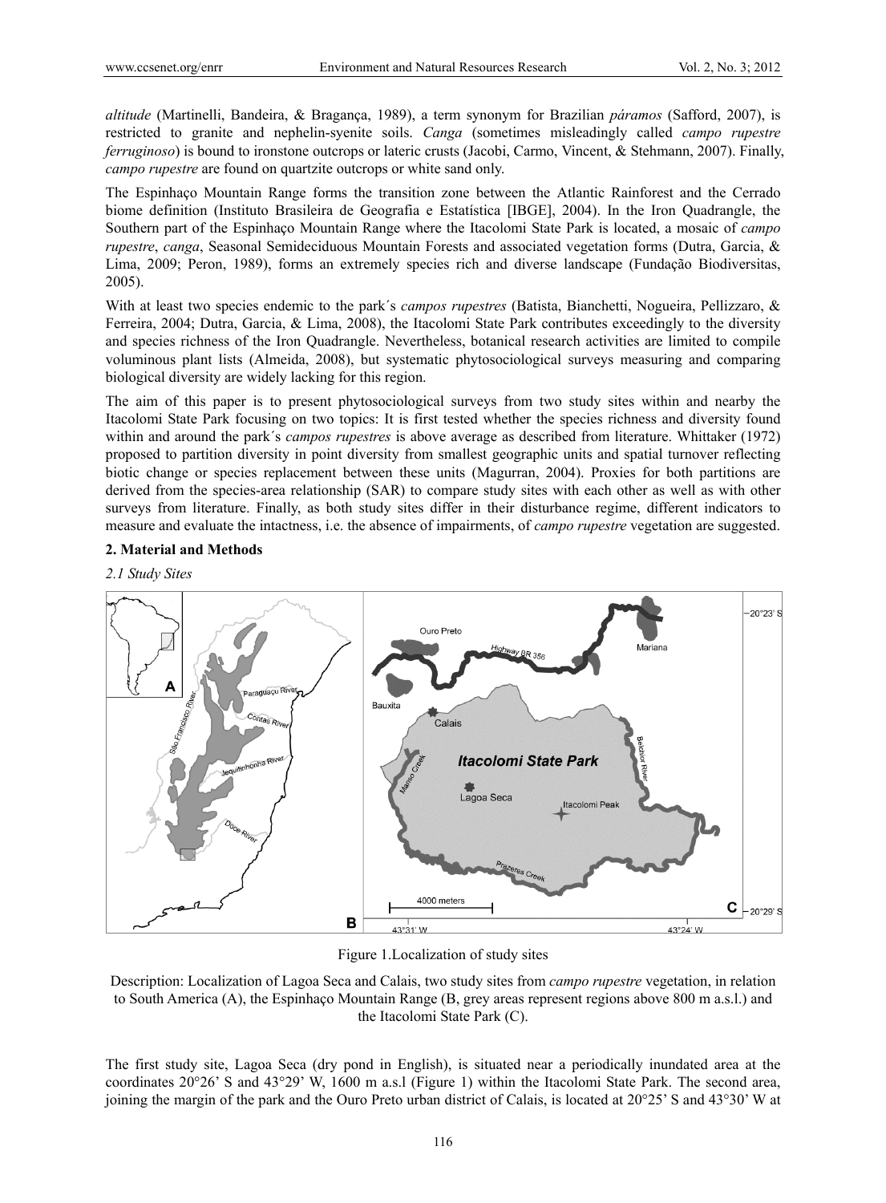*altitude* (Martinelli, Bandeira, & Bragança, 1989), a term synonym for Brazilian *páramos* (Safford, 2007), is restricted to granite and nephelin-syenite soils. *Canga* (sometimes misleadingly called *campo rupestre ferruginoso*) is bound to ironstone outcrops or lateric crusts (Jacobi, Carmo, Vincent, & Stehmann, 2007). Finally, *campo rupestre* are found on quartzite outcrops or white sand only.

The Espinhaço Mountain Range forms the transition zone between the Atlantic Rainforest and the Cerrado biome definition (Instituto Brasileira de Geografia e Estatística [IBGE], 2004). In the Iron Quadrangle, the Southern part of the Espinhaço Mountain Range where the Itacolomi State Park is located, a mosaic of *campo rupestre*, *canga*, Seasonal Semideciduous Mountain Forests and associated vegetation forms (Dutra, Garcia, & Lima, 2009; Peron, 1989), forms an extremely species rich and diverse landscape (Fundação Biodiversitas, 2005).

With at least two species endemic to the park´s *campos rupestres* (Batista, Bianchetti, Nogueira, Pellizzaro, & Ferreira, 2004; Dutra, Garcia, & Lima, 2008), the Itacolomi State Park contributes exceedingly to the diversity and species richness of the Iron Quadrangle. Nevertheless, botanical research activities are limited to compile voluminous plant lists (Almeida, 2008), but systematic phytosociological surveys measuring and comparing biological diversity are widely lacking for this region.

The aim of this paper is to present phytosociological surveys from two study sites within and nearby the Itacolomi State Park focusing on two topics: It is first tested whether the species richness and diversity found within and around the park´s *campos rupestres* is above average as described from literature. Whittaker (1972) proposed to partition diversity in point diversity from smallest geographic units and spatial turnover reflecting biotic change or species replacement between these units (Magurran, 2004). Proxies for both partitions are derived from the species-area relationship (SAR) to compare study sites with each other as well as with other surveys from literature. Finally, as both study sites differ in their disturbance regime, different indicators to measure and evaluate the intactness, i.e. the absence of impairments, of *campo rupestre* vegetation are suggested.

## 2. Material and Methods

### 2.1 Study Sites

Figure 1.Localization of study sites

Description: Localization of Lagoa Seca and Calais, two study sites from *campo rupestre* vegetation, in relation to South America (A), the Espinhaço Mountain Range (B, grey areas represent regions above 800 m a.s.l.) and the Itacolomi State Park (C).

The first study site, Lagoa Seca (dry pond in English), is situated near a periodically inundated area at the coordinates 20°26' S and 43°29' W, 1600 m a.s.l (Figure 1) within the Itacolomi State Park. The second area, joining the margin of the park and the Ouro Preto urban district of Calais, is located at 20°25' S and 43°30' W at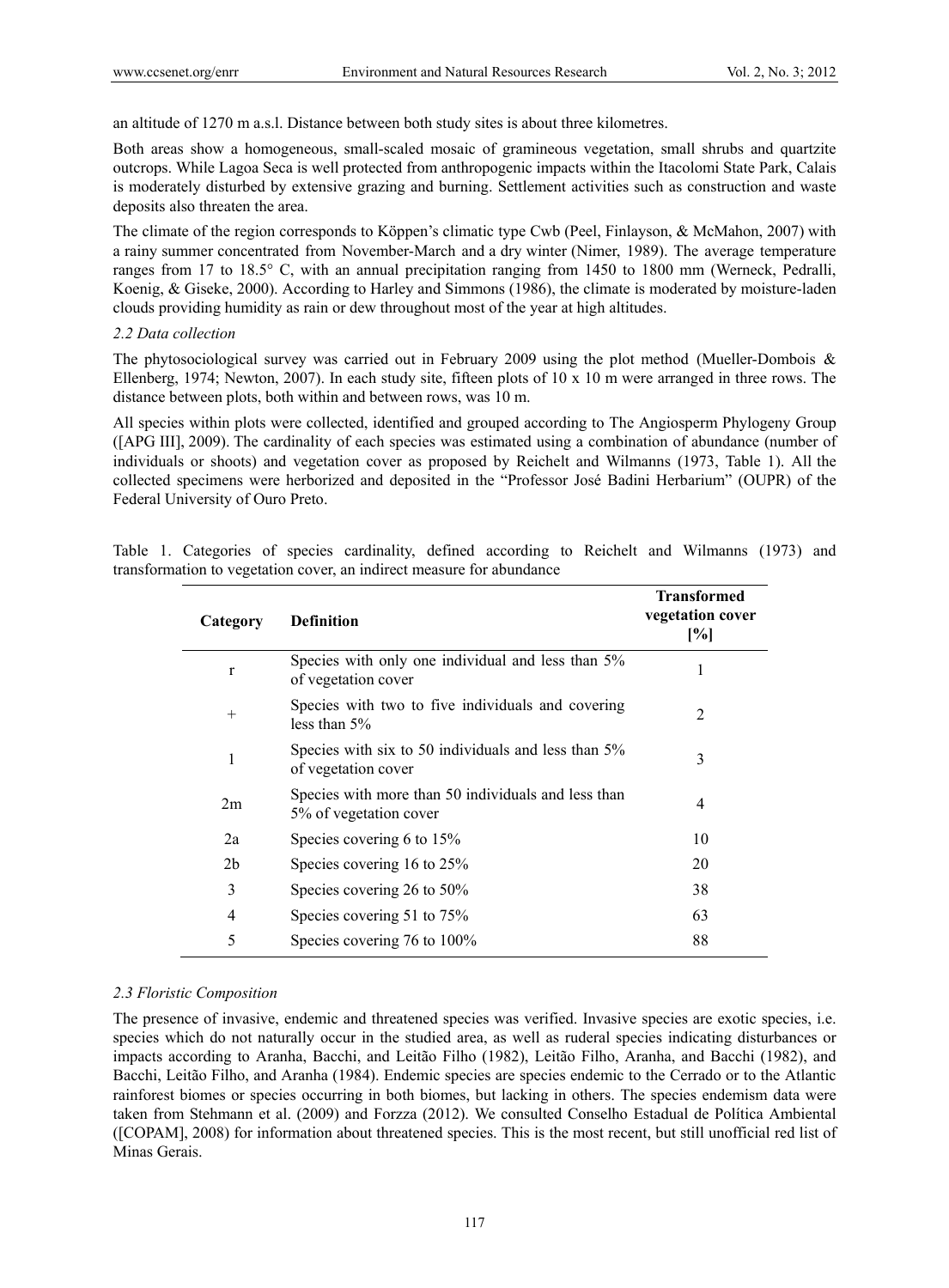an altitude of 1270 m a.s.l. Distance between both study sites is about three kilometres.

Both areas show a homogeneous, small-scaled mosaic of gramineous vegetation, small shrubs and quartzite outcrops. While Lagoa Seca is well protected from anthropogenic impacts within the Itacolomi State Park, Calais is moderately disturbed by extensive grazing and burning. Settlement activities such as construction and waste deposits also threaten the area.

The climate of the region corresponds to Köppen's climatic type Cwb (Peel, Finlayson, & McMahon, 2007) with a rainy summer concentrated from November-March and a dry winter (Nimer, 1989). The average temperature ranges from 17 to 18.5° C, with an annual precipitation ranging from 1450 to 1800 mm (Werneck, Pedralli, Koenig, & Giseke, 2000). According to Harley and Simmons (1986), the climate is moderated by moisture-laden clouds providing humidity as rain or dew throughout most of the year at high altitudes.

### *2.2 Data collection*

The phytosociological survey was carried out in February 2009 using the plot method (Mueller-Dombois & Ellenberg, 1974; Newton, 2007). In each study site, fifteen plots of 10 x 10 m were arranged in three rows. The distance between plots, both within and between rows, was 10 m.

All species within plots were collected, identified and grouped according to The Angiosperm Phylogeny Group ([APG III], 2009). The cardinality of each species was estimated using a combination of abundance (number of individuals or shoots) and vegetation cover as proposed by Reichelt and Wilmanns (1973, Table 1). All the collected specimens were herborized and deposited in the "Professor José Badini Herbarium" (OUPR) of the Federal University of Ouro Preto.

Table 1. Categories of species cardinality, defined according to Reichelt and Wilmanns (1973) and transformation to vegetation cover, an indirect measure for abundance

| Category | Definition | Transformed vegetation cover [%] |
|---|---|---|
| r | Species with only one individual and less than 5% of vegetation cover | 1 |
| + | Species with two to five individuals and covering less than 5% | 2 |
| 1 | Species with six to 50 individuals and less than 5% of vegetation cover | 3 |
| 2m | Species with more than 50 individuals and less than 5% of vegetation cover | 4 |
| 2a | Species covering 6 to 15% | 10 |
| 2b | Species covering 16 to 25% | 20 |
| 3 | Species covering 26 to 50% | 38 |
| 4 | Species covering 51 to 75% | 63 |
| 5 | Species covering 76 to 100% | 88 |

### *2.3 Floristic Composition*

The presence of invasive, endemic and threatened species was verified. Invasive species are exotic species, i.e. species which do not naturally occur in the studied area, as well as ruderal species indicating disturbances or impacts according to Aranha, Bacchi, and Leitão Filho (1982), Leitão Filho, Aranha, and Bacchi (1982), and Bacchi, Leitão Filho, and Aranha (1984). Endemic species are species endemic to the Cerrado or to the Atlantic rainforest biomes or species occurring in both biomes, but lacking in others. The species endemism data were taken from Stehmann et al. (2009) and Forzza (2012). We consulted Conselho Estadual de Política Ambiental ([COPAM], 2008) for information about threatened species. This is the most recent, but still unofficial red list of Minas Gerais.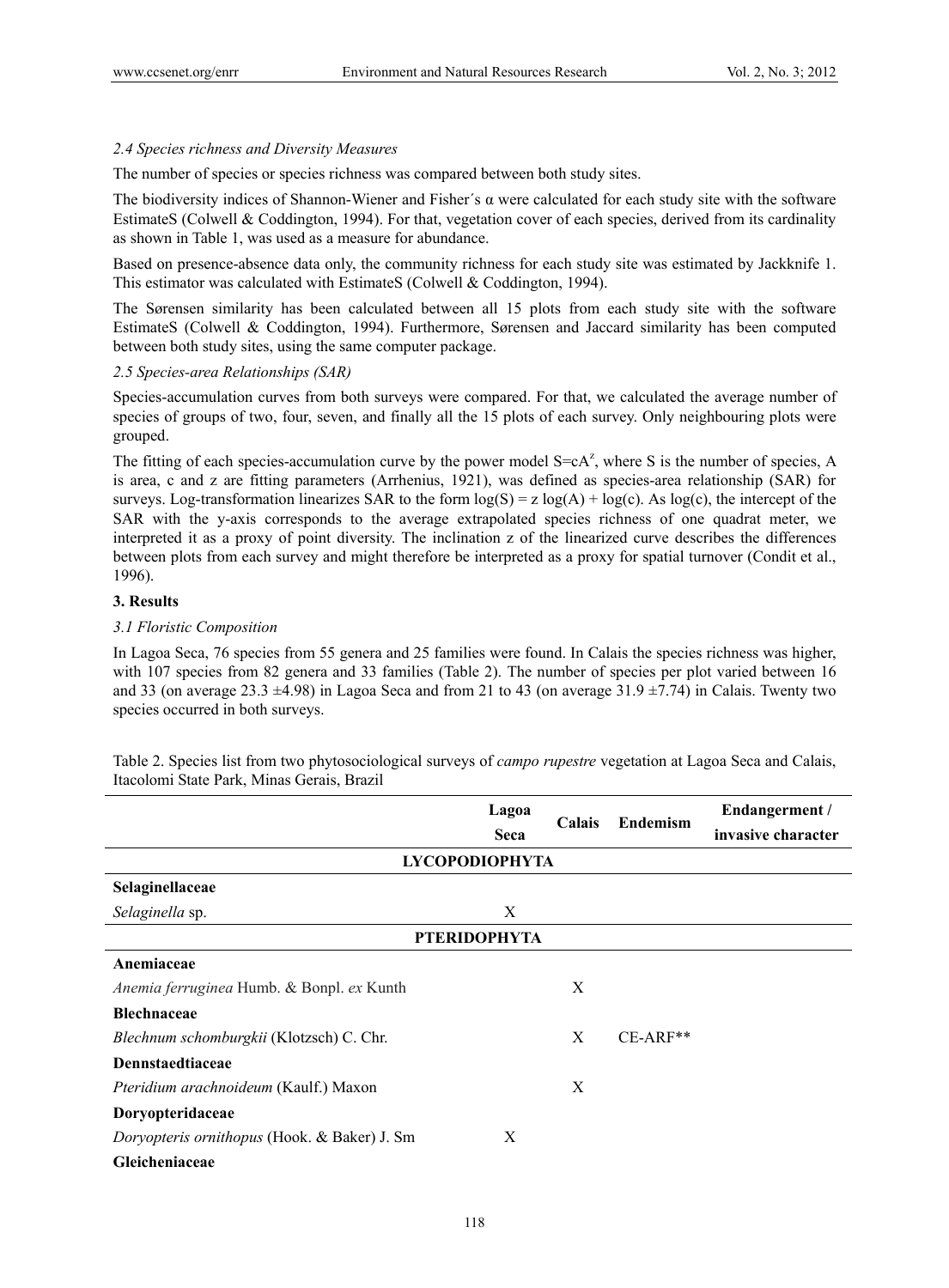### *2.4 Species richness and Diversity Measures*

The number of species or species richness was compared between both study sites.

The biodiversity indices of Shannon-Wiener and Fisher´s α were calculated for each study site with the software EstimateS (Colwell & Coddington, 1994). For that, vegetation cover of each species, derived from its cardinality as shown in Table 1, was used as a measure for abundance.

Based on presence-absence data only, the community richness for each study site was estimated by Jackknife 1. This estimator was calculated with EstimateS (Colwell & Coddington, 1994).

The Sørensen similarity has been calculated between all 15 plots from each study site with the software EstimateS (Colwell & Coddington, 1994). Furthermore, Sørensen and Jaccard similarity has been computed between both study sites, using the same computer package.

### *2.5 Species-area Relationships (SAR)*

Species-accumulation curves from both surveys were compared. For that, we calculated the average number of species of groups of two, four, seven, and finally all the 15 plots of each survey. Only neighbouring plots were grouped.

The fitting of each species-accumulation curve by the power model $S=cA^z$, where S is the number of species, A is area, c and z are fitting parameters (Arrhenius, 1921), was defined as species-area relationship (SAR) for surveys. Log-transformation linearizes SAR to the form $\log(S) = z \log(A) + \log(c)$. As $\log(c)$, the intercept of the SAR with the y-axis corresponds to the average extrapolated species richness of one quadrat meter, we interpreted it as a proxy of point diversity. The inclination z of the linearized curve describes the differences between plots from each survey and might therefore be interpreted as a proxy for spatial turnover (Condit et al., 1996).

## 3. Results

### *3.1 Floristic Composition*

In Lagoa Seca, 76 species from 55 genera and 25 families were found. In Calais the species richness was higher, with 107 species from 82 genera and 33 families (Table 2). The number of species per plot varied between 16 and 33 (on average 23.3 ±4.98) in Lagoa Seca and from 21 to 43 (on average 31.9 ±7.74) in Calais. Twenty two species occurred in both surveys.

Table 2. Species list from two phytosociological surveys of *campo rupestre* vegetation at Lagoa Seca and Calais, Itacolomi State Park, Minas Gerais, Brazil

| | Lagoa Seca | Calais | Endemism | Endangerment / invasive character |
|---|---|---|---|---|
| **LYCOPODIOPHYTA** | | | | |
| **Selaginellaceae** | | | | |
| *Selaginella* sp. | X | | | |
| **PTERIDOPHYTA** | | | | |
| **Anemiaceae** | | | | |
| *Anemia ferruginea* Humb. & Bonpl. *ex* Kunth | | X | | |
| **Blechnaceae** | | | | |
| *Blechnum schomburgkii* (Klotzsch) C. Chr. | | X | CE-ARF** | |
| **Dennstaedtiaceae** | | | | |
| *Pteridium arachnoideum* (Kaulf.) Maxon | | X | | |
| **Doryopteridaceae** | | | | |
| *Doryopteris ornithopus* (Hook. & Baker) J. Sm | X | | | |
| **Gleicheniaceae** | | | | |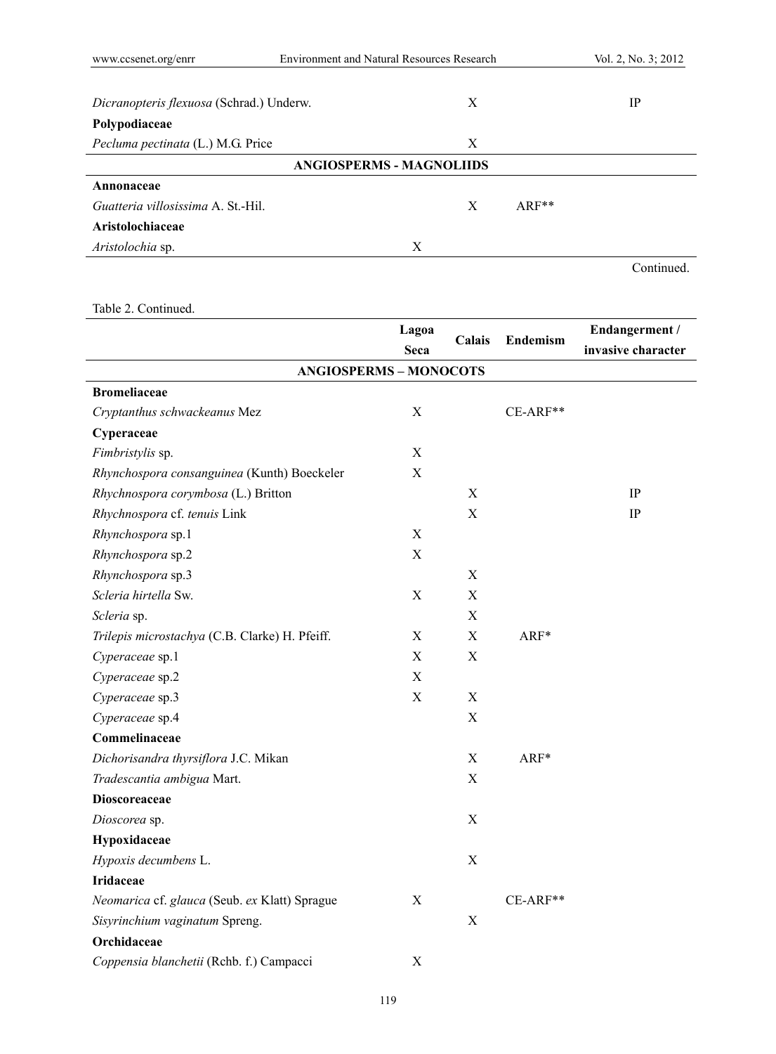| | Lagoa Seca | Calais | Endemism | Endangerment / invasive character |
|---|---|---|---|---|
| *Dicranopteris flexuosa* (Schrad.) Underw. | | X | | IP |
| **Polypodiaceae** | | | | |
| *Pecluma pectinata* (L.) M.G. Price | | X | | |
| **ANGIOSPERMS - MAGNOLIIDS** | | | | |
| **Annonaceae** | | | | |
| *Guatteria villosissima* A. St.-Hil. | | X | ARF** | |
| **Aristolochiaceae** | | | | |
| *Aristolochia* sp. | X | | | |

Continued.

Table 2. Continued.

| | Lagoa Seca | Calais | Endemism | Endangerment / invasive character |
|---|---|---|---|---|
| **ANGIOSPERMS – MONOCOTS** | | | | |
| **Bromeliaceae** | | | | |
| *Cryptanthus schwackeanus* Mez | X | | CE-ARF** | |
| **Cyperaceae** | | | | |
| *Fimbristylis* sp. | X | | | |
| *Rhynchospora consanguinea* (Kunth) Boeckeler | X | | | |
| *Rhychnospora corymbosa* (L.) Britton | | X | | IP |
| *Rhychnospora* cf. *tenuis* Link | | X | | IP |
| *Rhynchospora* sp.1 | X | | | |
| *Rhynchospora* sp.2 | X | | | |
| *Rhynchospora* sp.3 | | X | | |
| *Scleria hirtella* Sw. | X | X | | |
| *Scleria* sp. | | X | | |
| *Trilepis microstachya* (C.B. Clarke) H. Pfeiff. | X | X | ARF* | |
| *Cyperaceae* sp.1 | X | X | | |
| *Cyperaceae* sp.2 | X | | | |
| *Cyperaceae* sp.3 | X | X | | |
| *Cyperaceae* sp.4 | | X | | |
| **Commelinaceae** | | | | |
| *Dichorisandra thyrsiflora* J.C. Mikan | | X | ARF* | |
| *Tradescantia ambigua* Mart. | | X | | |
| **Dioscoreaceae** | | | | |
| *Dioscorea* sp. | | X | | |
| **Hypoxidaceae** | | | | |
| *Hypoxis decumbens* L. | | X | | |
| **Iridaceae** | | | | |
| *Neomarica* cf. *glauca* (Seub. *ex* Klatt) Sprague | X | | CE-ARF** | |
| *Sisyrinchium vaginatum* Spreng. | | X | | |
| **Orchidaceae** | | | | |
| *Coppensia blanchetii* (Rchb. f.) Campacci | X | | | |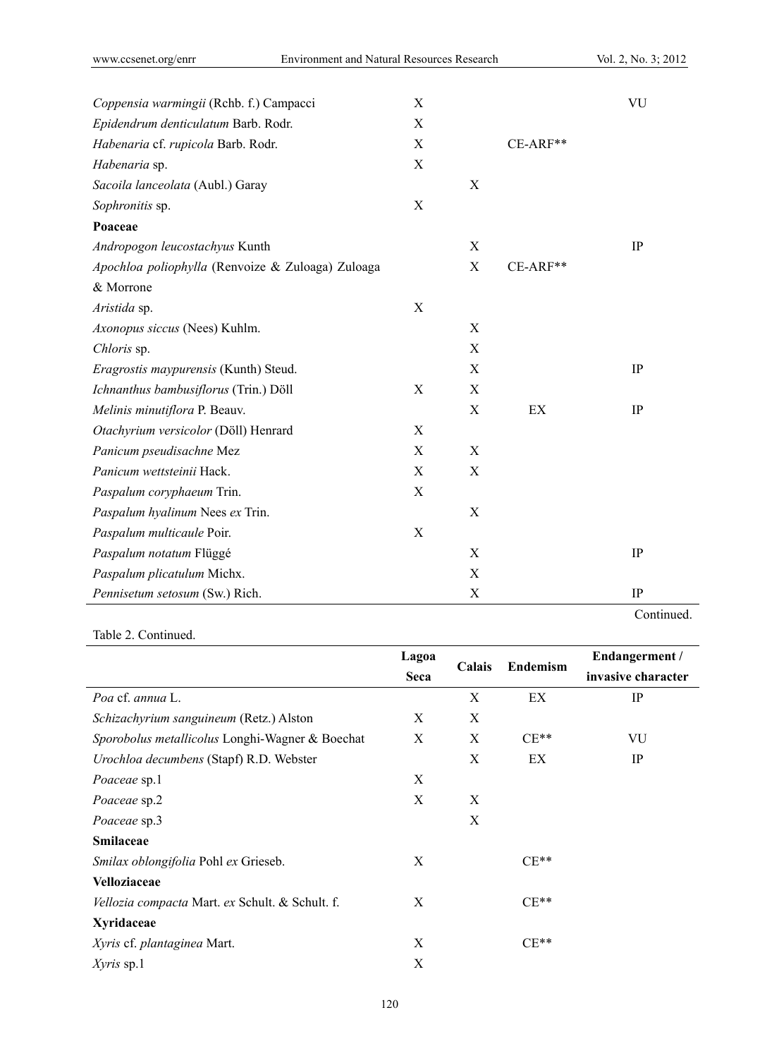| | Lagoa Seca | Calais | Endemism | Endangerment / invasive character |
|---|---|---|---|---|
| *Coppensia warmingii* (Rchb. f.) Campacci | X | | | VU |
| *Epidendrum denticulatum* Barb. Rodr. | X | | | |
| *Habenaria* cf. *rupicola* Barb. Rodr. | X | | CE-ARF** | |
| *Habenaria* sp. | X | | | |
| *Sacoila lanceolata* (Aubl.) Garay | | X | | |
| *Sophronitis* sp. | X | | | |
| **Poaceae** | | | | |
| *Andropogon leucostachyus* Kunth | | X | | IP |
| *Apochloa poliophylla* (Renvoize & Zuloaga) Zuloaga & Morrone | | X | CE-ARF** | |
| *Aristida* sp. | X | | | |
| *Axonopus siccus* (Nees) Kuhlm. | | X | | |
| *Chloris* sp. | | X | | |
| *Eragrostis maypurensis* (Kunth) Steud. | | X | | IP |
| *Ichnanthus bambusiflorus* (Trin.) Döll | X | X | | |
| *Melinis minutiflora* P. Beauv. | | X | EX | IP |
| *Otachyrium versicolor* (Döll) Henrard | X | | | |
| *Panicum pseudisachne* Mez | X | X | | |
| *Panicum wettsteinii* Hack. | X | X | | |
| *Paspalum coryphaeum* Trin. | X | | | |
| *Paspalum hyalinum* Nees *ex* Trin. | | X | | |
| *Paspalum multicaule* Poir. | X | | | |
| *Paspalum notatum* Flüggé | | X | | IP |
| *Paspalum plicatulum* Michx. | | X | | |
| *Pennisetum setosum* (Sw.) Rich. | | X | | IP |
| *Poa* cf. *annua* L. | | X | EX | IP |
| *Schizachyrium sanguineum* (Retz.) Alston | X | X | | |
| *Sporobolus metallicolus* Longhi-Wagner & Boechat | X | X | CE** | VU |
| *Urochloa decumbens* (Stapf) R.D. Webster | | X | EX | IP |
| *Poaceae* sp.1 | X | | | |
| *Poaceae* sp.2 | X | X | | |
| *Poaceae* sp.3 | | X | | |
| **Smilaceae** | | | | |
| *Smilax oblongifolia* Pohl *ex* Grieseb. | X | | CE** | |
| **Velloziaceae** | | | | |
| *Vellozia compacta* Mart. *ex* Schult. & Schult. f. | X | | CE** | |
| **Xyridaceae** | | | | |
| *Xyris* cf. *plantaginea* Mart. | X | | CE** | |
| *Xyris* sp.1 | X | | | |

Continued.

Table 2. Continued.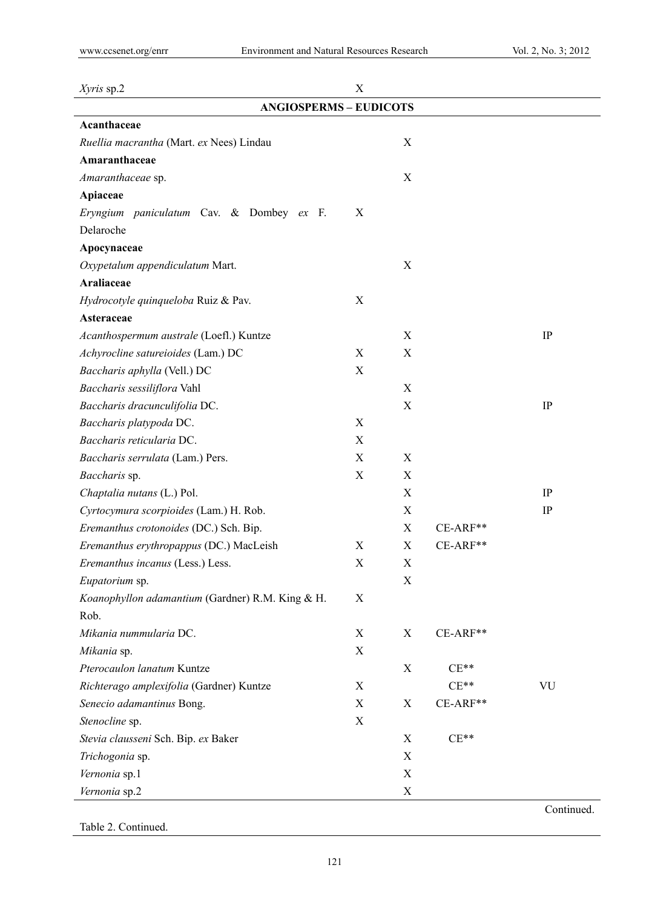| | | | | |
|---|---|---|---|---|
| *Xyris* sp.2 | X | | | |
| **ANGIOSPERMS – EUDICOTS** | | | | |
| **Acanthaceae** | | | | |
| *Ruellia macrantha* (Mart. *ex* Nees) Lindau | | X | | |
| **Amaranthaceae** | | | | |
| *Amaranthaceae* sp. | | X | | |
| **Apiaceae** | | | | |
| *Eryngium paniculatum* Cav. & Dombey *ex* F. Delaroche | X | | | |
| **Apocynaceae** | | | | |
| *Oxypetalum appendiculatum* Mart. | | X | | |
| **Araliaceae** | | | | |
| *Hydrocotyle quinqueloba* Ruiz & Pav. | X | | | |
| **Asteraceae** | | | | |
| *Acanthospermum australe* (Loefl.) Kuntze | | X | | IP |
| *Achyrocline satureioides* (Lam.) DC | X | X | | |
| *Baccharis aphylla* (Vell.) DC | X | | | |
| *Baccharis sessiliflora* Vahl | | X | | |
| *Baccharis dracunculifolia* DC. | | X | | IP |
| *Baccharis platypoda* DC. | X | | | |
| *Baccharis reticularia* DC. | X | | | |
| *Baccharis serrulata* (Lam.) Pers. | X | X | | |
| *Baccharis* sp. | X | X | | |
| *Chaptalia nutans* (L.) Pol. | | X | | IP |
| *Cyrtocymura scorpioides* (Lam.) H. Rob. | | X | | IP |
| *Eremanthus crotonoides* (DC.) Sch. Bip. | | X | CE-ARF** | |
| *Eremanthus erythropappus* (DC.) MacLeish | X | X | CE-ARF** | |
| *Eremanthus incanus* (Less.) Less. | X | X | | |
| *Eupatorium* sp. | | X | | |
| *Koanophyllon adamantium* (Gardner) R.M. King & H. Rob. | X | | | |
| *Mikania nummularia* DC. | X | X | CE-ARF** | |
| *Mikania* sp. | X | | | |
| *Pterocaulon lanatum* Kuntze | | X | CE** | |
| *Richterago amplexifolia* (Gardner) Kuntze | X | | CE** | VU |
| *Senecio adamantinus* Bong. | X | X | CE-ARF** | |
| *Stenocline* sp. | X | | | |
| *Stevia clausseni* Sch. Bip. *ex* Baker | | X | CE** | |
| *Trichogonia* sp. | | X | | |
| *Vernonia* sp.1 | | X | | |
| *Vernonia* sp.2 | | X | | |

Continued.

Table 2. Continued.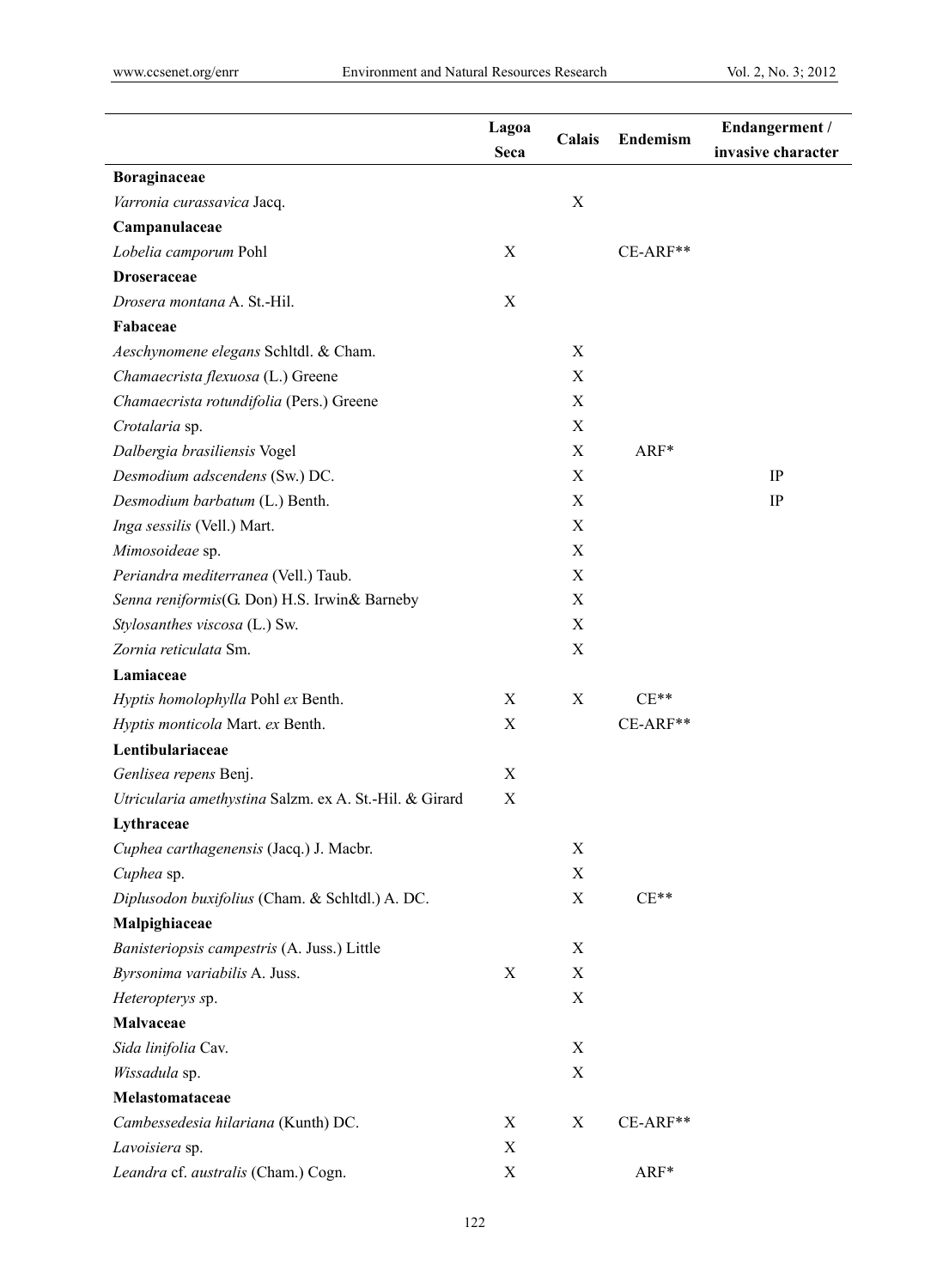| | Lagoa Seca | Calais | Endemism | Endangerment / invasive character |
|---|---|---|---|---|
| **Boraginaceae** | | | | |
| *Varronia curassavica* Jacq. | | X | | |
| **Campanulaceae** | | | | |
| *Lobelia camporum* Pohl | X | | CE-ARF** | |
| **Droseraceae** | | | | |
| *Drosera montana* A. St.-Hil. | X | | | |
| **Fabaceae** | | | | |
| *Aeschynomene elegans* Schltdl. & Cham. | | X | | |
| *Chamaecrista flexuosa* (L.) Greene | | X | | |
| *Chamaecrista rotundifolia* (Pers.) Greene | | X | | |
| *Crotalaria* sp. | | X | | |
| *Dalbergia brasiliensis* Vogel | | X | ARF* | |
| *Desmodium adscendens* (Sw.) DC. | | X | | IP |
| *Desmodium barbatum* (L.) Benth. | | X | | IP |
| *Inga sessilis* (Vell.) Mart. | | X | | |
| *Mimosoideae* sp. | | X | | |
| *Periandra mediterranea* (Vell.) Taub. | | X | | |
| *Senna reniformis*(G. Don) H.S. Irwin& Barneby | | X | | |
| *Stylosanthes viscosa* (L.) Sw. | | X | | |
| *Zornia reticulata* Sm. | | X | | |
| **Lamiaceae** | | | | |
| *Hyptis homolophylla* Pohl *ex* Benth. | X | X | CE** | |
| *Hyptis monticola* Mart. *ex* Benth. | X | | CE-ARF** | |
| **Lentibulariaceae** | | | | |
| *Genlisea repens* Benj. | X | | | |
| *Utricularia amethystina* Salzm. ex A. St.-Hil. & Girard | X | | | |
| **Lythraceae** | | | | |
| *Cuphea carthagenensis* (Jacq.) J. Macbr. | | X | | |
| *Cuphea* sp. | | X | | |
| *Diplusodon buxifolius* (Cham. & Schltdl.) A. DC. | | X | CE** | |
| **Malpighiaceae** | | | | |
| *Banisteriopsis campestris* (A. Juss.) Little | | X | | |
| *Byrsonima variabilis* A. Juss. | X | X | | |
| *Heteropterys s*p. | | X | | |
| **Malvaceae** | | | | |
| *Sida linifolia* Cav. | | X | | |
| *Wissadula* sp. | | X | | |
| **Melastomataceae** | | | | |
| *Cambessedesia hilariana* (Kunth) DC. | X | X | CE-ARF** | |
| *Lavoisiera* sp. | X | | | |
| *Leandra* cf. *australis* (Cham.) Cogn. | X | | ARF* | |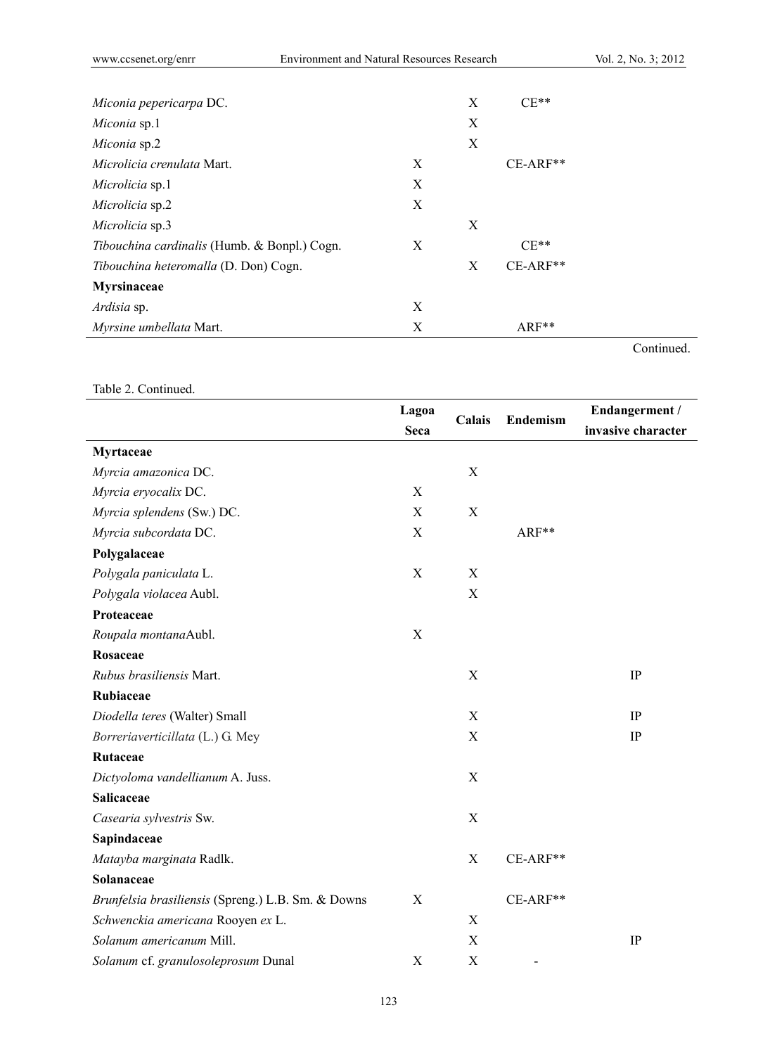| | Lagoa Seca | Calais | Endemism | Endangerment / invasive character |
|---|---|---|---|---|
| *Miconia pepericarpa* DC. | | X | CE** | |
| *Miconia* sp.1 | | X | | |
| *Miconia* sp.2 | | X | | |
| *Microlicia crenulata* Mart. | X | | CE-ARF** | |
| *Microlicia* sp.1 | X | | | |
| *Microlicia* sp.2 | X | | | |
| *Microlicia* sp.3 | | X | | |
| *Tibouchina cardinalis* (Humb. & Bonpl.) Cogn. | X | | CE** | |
| *Tibouchina heteromalla* (D. Don) Cogn. | | X | CE-ARF** | |
| **Myrsinaceae** | | | | |
| *Ardisia* sp. | X | | | |
| *Myrsine umbellata* Mart. | X | | ARF** | |

Continued.

Table 2. Continued.

| | Lagoa Seca | Calais | Endemism | Endangerment / invasive character |
|---|---|---|---|---|
| **Myrtaceae** | | | | |
| *Myrcia amazonica* DC. | | X | | |
| *Myrcia eryocalix* DC. | X | | | |
| *Myrcia splendens* (Sw.) DC. | X | X | | |
| *Myrcia subcordata* DC. | X | | ARF** | |
| **Polygalaceae** | | | | |
| *Polygala paniculata* L. | X | X | | |
| *Polygala violacea* Aubl. | | X | | |
| **Proteaceae** | | | | |
| *Roupala montana*Aubl. | X | | | |
| **Rosaceae** | | | | |
| *Rubus brasiliensis* Mart. | | X | | IP |
| **Rubiaceae** | | | | |
| *Diodella teres* (Walter) Small | | X | | IP |
| *Borreriaverticillata* (L.) G. Mey | | X | | IP |
| **Rutaceae** | | | | |
| *Dictyoloma vandellianum* A. Juss. | | X | | |
| **Salicaceae** | | | | |
| *Casearia sylvestris* Sw. | | X | | |
| **Sapindaceae** | | | | |
| *Matayba marginata* Radlk. | | X | CE-ARF** | |
| **Solanaceae** | | | | |
| *Brunfelsia brasiliensis* (Spreng.) L.B. Sm. & Downs | X | | CE-ARF** | |
| *Schwenckia americana* Rooyen *ex* L. | | X | | |
| *Solanum americanum* Mill. | | X | | IP |
| *Solanum* cf. *granulosoleprosum* Dunal | X | X | - | |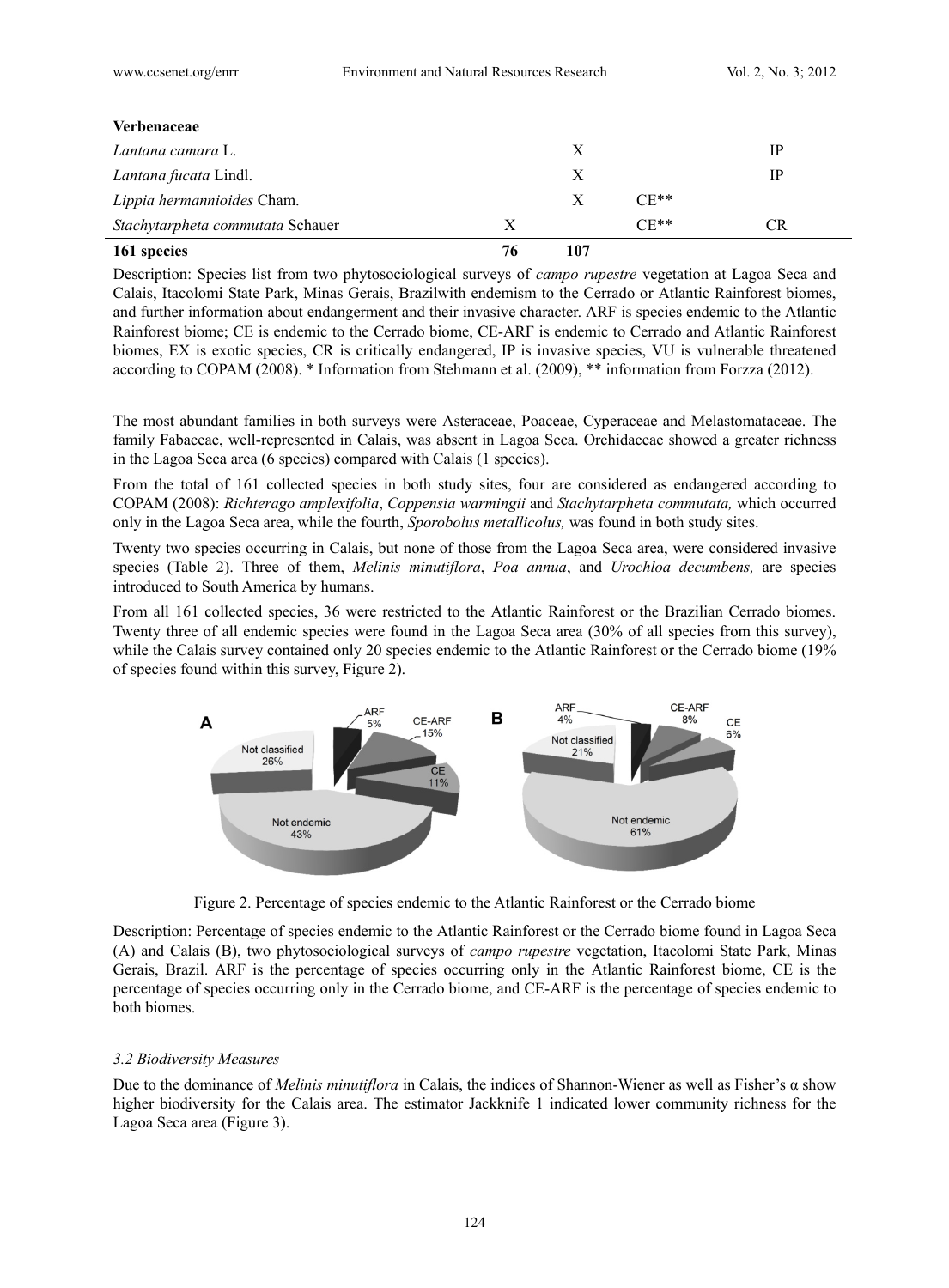| | | | | |
|---|---|---|---|---|
| **Verbenaceae** | | | | |
| *Lantana camara* L. | | X | | IP |
| *Lantana fucata* Lindl. | | X | | IP |
| *Lippia hermannioides* Cham. | | X | CE** | |
| *Stachytarpheta commutata* Schauer | X | | CE** | CR |
| **161 species** | **76** | **107** | | |

Description: Species list from two phytosociological surveys of *campo rupestre* vegetation at Lagoa Seca and Calais, Itacolomi State Park, Minas Gerais, Brazilwith endemism to the Cerrado or Atlantic Rainforest biomes, and further information about endangerment and their invasive character. ARF is species endemic to the Atlantic Rainforest biome; CE is endemic to the Cerrado biome, CE-ARF is endemic to Cerrado and Atlantic Rainforest biomes, EX is exotic species, CR is critically endangered, IP is invasive species, VU is vulnerable threatened according to COPAM (2008). * Information from Stehmann et al. (2009), ** information from Forzza (2012).

The most abundant families in both surveys were Asteraceae, Poaceae, Cyperaceae and Melastomataceae. The family Fabaceae, well-represented in Calais, was absent in Lagoa Seca. Orchidaceae showed a greater richness in the Lagoa Seca area (6 species) compared with Calais (1 species).

From the total of 161 collected species in both study sites, four are considered as endangered according to COPAM (2008): *Richterago amplexifolia*, *Coppensia warmingii* and *Stachytarpheta commutata,* which occurred only in the Lagoa Seca area, while the fourth, *Sporobolus metallicolus,* was found in both study sites.

Twenty two species occurring in Calais, but none of those from the Lagoa Seca area, were considered invasive species (Table 2). Three of them, *Melinis minutiflora*, *Poa annua*, and *Urochloa decumbens,* are species introduced to South America by humans.

From all 161 collected species, 36 were restricted to the Atlantic Rainforest or the Brazilian Cerrado biomes. Twenty three of all endemic species were found in the Lagoa Seca area (30% of all species from this survey), while the Calais survey contained only 20 species endemic to the Atlantic Rainforest or the Cerrado biome (19% of species found within this survey, Figure 2).

Figure 2. Percentage of species endemic to the Atlantic Rainforest or the Cerrado biome

Description: Percentage of species endemic to the Atlantic Rainforest or the Cerrado biome found in Lagoa Seca (A) and Calais (B), two phytosociological surveys of *campo rupestre* vegetation, Itacolomi State Park, Minas Gerais, Brazil. ARF is the percentage of species occurring only in the Atlantic Rainforest biome, CE is the percentage of species occurring only in the Cerrado biome, and CE-ARF is the percentage of species endemic to both biomes.

### *3.2 Biodiversity Measures*

Due to the dominance of *Melinis minutiflora* in Calais, the indices of Shannon-Wiener as well as Fisher's α show higher biodiversity for the Calais area. The estimator Jackknife 1 indicated lower community richness for the Lagoa Seca area (Figure 3).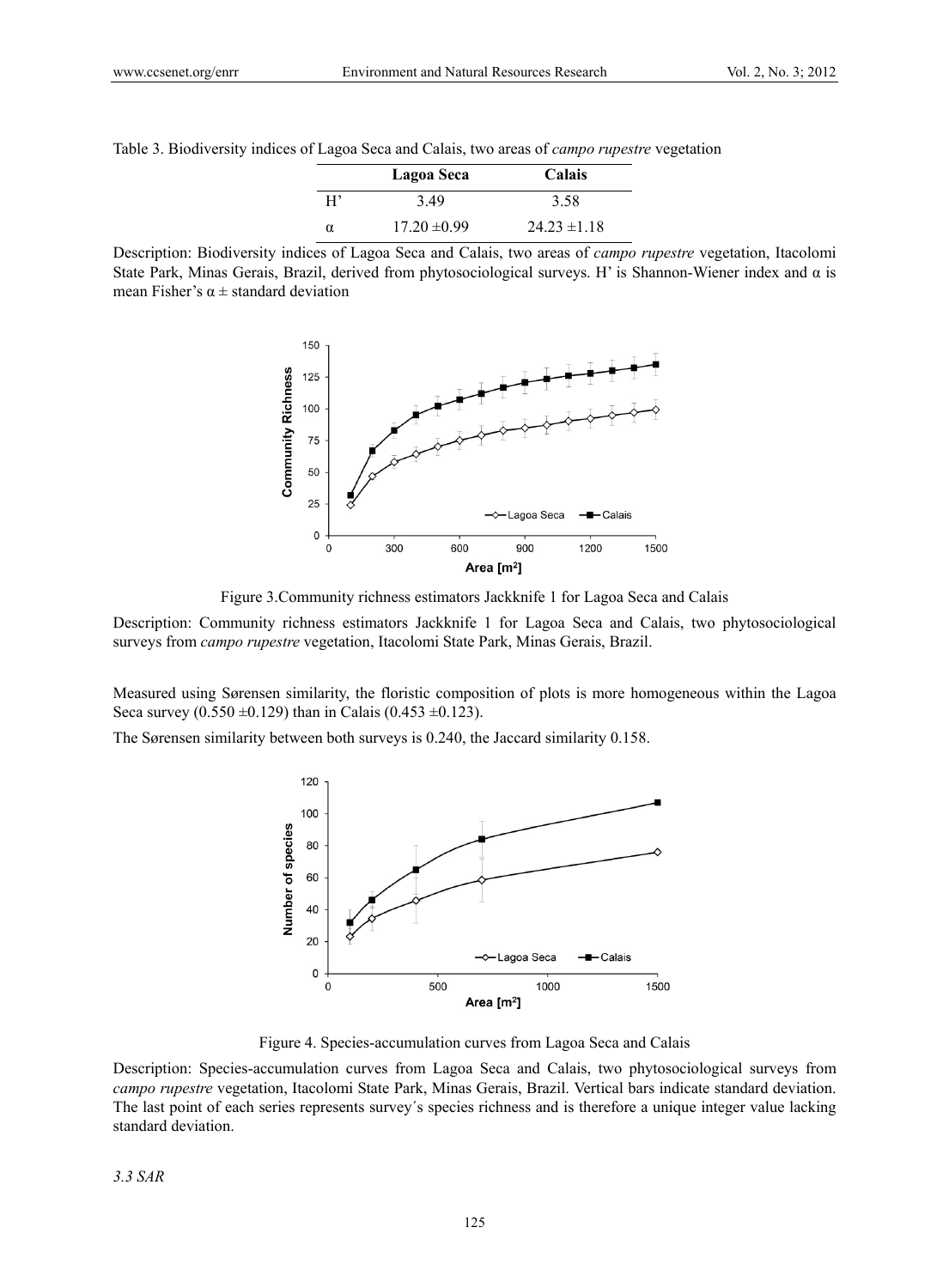Table 3. Biodiversity indices of Lagoa Seca and Calais, two areas of *campo rupestre* vegetation

| | Lagoa Seca | Calais |
|---|---|---|
| H' | 3.49 | 3.58 |
| α | 17.20 ±0.99 | 24.23 ±1.18 |

Description: Biodiversity indices of Lagoa Seca and Calais, two areas of *campo rupestre* vegetation, Itacolomi State Park, Minas Gerais, Brazil, derived from phytosociological surveys. H' is Shannon-Wiener index and α is mean Fisher's α ± standard deviation

Figure 3.Community richness estimators Jackknife 1 for Lagoa Seca and Calais

Description: Community richness estimators Jackknife 1 for Lagoa Seca and Calais, two phytosociological surveys from *campo rupestre* vegetation, Itacolomi State Park, Minas Gerais, Brazil.

Measured using Sørensen similarity, the floristic composition of plots is more homogeneous within the Lagoa Seca survey (0.550 ±0.129) than in Calais (0.453 ±0.123).

The Sørensen similarity between both surveys is 0.240, the Jaccard similarity 0.158.

Figure 4. Species-accumulation curves from Lagoa Seca and Calais

Description: Species-accumulation curves from Lagoa Seca and Calais, two phytosociological surveys from *campo rupestre* vegetation, Itacolomi State Park, Minas Gerais, Brazil. Vertical bars indicate standard deviation. The last point of each series represents survey´s species richness and is therefore a unique integer value lacking standard deviation.

*3.3 SAR*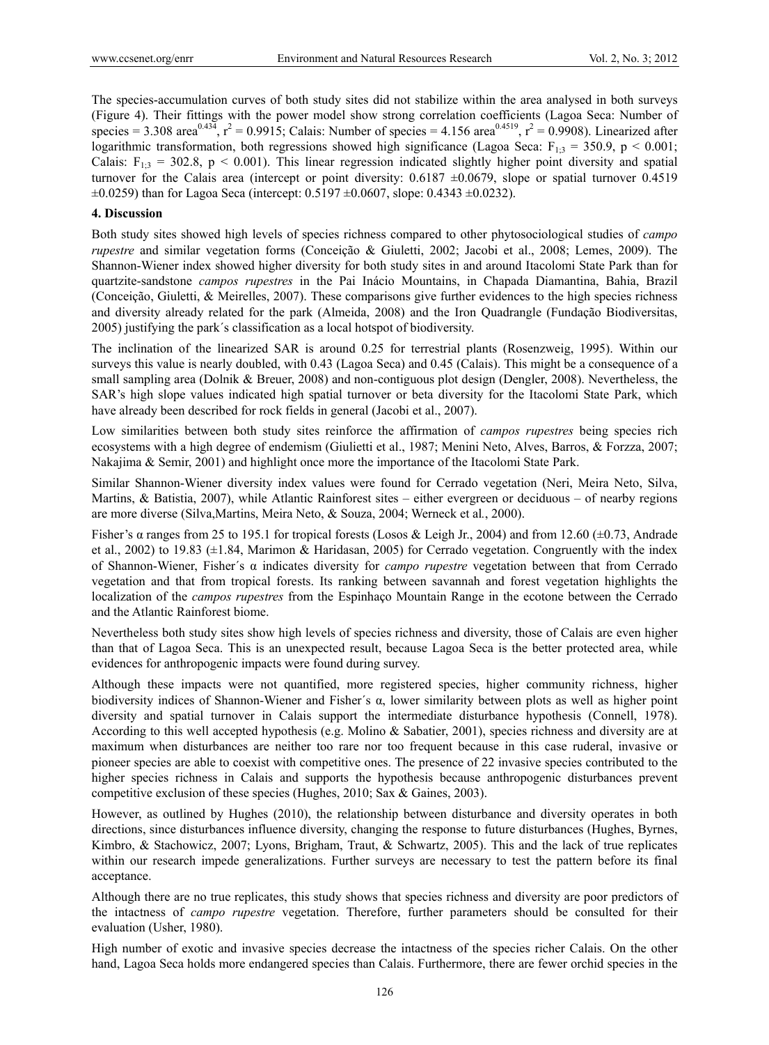The species-accumulation curves of both study sites did not stabilize within the area analysed in both surveys (Figure 4). Their fittings with the power model show strong correlation coefficients (Lagoa Seca: Number of species = 3.308 area$^{0.434}$, $r^2 = 0.9915$; Calais: Number of species = 4.156 area$^{0.4519}$, $r^2 = 0.9908$). Linearized after logarithmic transformation, both regressions showed high significance (Lagoa Seca: $F_{1;3} = 350.9$, $p < 0.001$; Calais: $F_{1;3} = 302.8$, $p < 0.001$). This linear regression indicated slightly higher point diversity and spatial turnover for the Calais area (intercept or point diversity: 0.6187 ±0.0679, slope or spatial turnover 0.4519 ±0.0259) than for Lagoa Seca (intercept: 0.5197 ±0.0607, slope: 0.4343 ±0.0232).

## 4. Discussion

Both study sites showed high levels of species richness compared to other phytosociological studies of *campo rupestre* and similar vegetation forms (Conceição & Giuletti, 2002; Jacobi et al., 2008; Lemes, 2009). The Shannon-Wiener index showed higher diversity for both study sites in and around Itacolomi State Park than for quartzite-sandstone *campos rupestres* in the Pai Inácio Mountains, in Chapada Diamantina, Bahia, Brazil (Conceição, Giuletti, & Meirelles, 2007). These comparisons give further evidences to the high species richness and diversity already related for the park (Almeida, 2008) and the Iron Quadrangle (Fundação Biodiversitas, 2005) justifying the park´s classification as a local hotspot of biodiversity.

The inclination of the linearized SAR is around 0.25 for terrestrial plants (Rosenzweig, 1995). Within our surveys this value is nearly doubled, with 0.43 (Lagoa Seca) and 0.45 (Calais). This might be a consequence of a small sampling area (Dolnik & Breuer, 2008) and non-contiguous plot design (Dengler, 2008). Nevertheless, the SAR's high slope values indicated high spatial turnover or beta diversity for the Itacolomi State Park, which have already been described for rock fields in general (Jacobi et al., 2007).

Low similarities between both study sites reinforce the affirmation of *campos rupestres* being species rich ecosystems with a high degree of endemism (Giulietti et al., 1987; Menini Neto, Alves, Barros, & Forzza, 2007; Nakajima & Semir, 2001) and highlight once more the importance of the Itacolomi State Park.

Similar Shannon-Wiener diversity index values were found for Cerrado vegetation (Neri, Meira Neto, Silva, Martins, & Batistia, 2007), while Atlantic Rainforest sites – either evergreen or deciduous – of nearby regions are more diverse (Silva,Martins, Meira Neto, & Souza, 2004; Werneck et al*.*, 2000).

Fisher's α ranges from 25 to 195.1 for tropical forests (Losos & Leigh Jr., 2004) and from 12.60 (±0.73, Andrade et al., 2002) to 19.83 (±1.84, Marimon & Haridasan, 2005) for Cerrado vegetation. Congruently with the index of Shannon-Wiener, Fisher´s α indicates diversity for *campo rupestre* vegetation between that from Cerrado vegetation and that from tropical forests. Its ranking between savannah and forest vegetation highlights the localization of the *campos rupestres* from the Espinhaço Mountain Range in the ecotone between the Cerrado and the Atlantic Rainforest biome.

Nevertheless both study sites show high levels of species richness and diversity, those of Calais are even higher than that of Lagoa Seca. This is an unexpected result, because Lagoa Seca is the better protected area, while evidences for anthropogenic impacts were found during survey.

Although these impacts were not quantified, more registered species, higher community richness, higher biodiversity indices of Shannon-Wiener and Fisher´s α, lower similarity between plots as well as higher point diversity and spatial turnover in Calais support the intermediate disturbance hypothesis (Connell, 1978). According to this well accepted hypothesis (e.g. Molino & Sabatier, 2001), species richness and diversity are at maximum when disturbances are neither too rare nor too frequent because in this case ruderal, invasive or pioneer species are able to coexist with competitive ones. The presence of 22 invasive species contributed to the higher species richness in Calais and supports the hypothesis because anthropogenic disturbances prevent competitive exclusion of these species (Hughes, 2010; Sax & Gaines, 2003).

However, as outlined by Hughes (2010), the relationship between disturbance and diversity operates in both directions, since disturbances influence diversity, changing the response to future disturbances (Hughes, Byrnes, Kimbro, & Stachowicz, 2007; Lyons, Brigham, Traut, & Schwartz, 2005). This and the lack of true replicates within our research impede generalizations. Further surveys are necessary to test the pattern before its final acceptance.

Although there are no true replicates, this study shows that species richness and diversity are poor predictors of the intactness of *campo rupestre* vegetation. Therefore, further parameters should be consulted for their evaluation (Usher, 1980).

High number of exotic and invasive species decrease the intactness of the species richer Calais. On the other hand, Lagoa Seca holds more endangered species than Calais. Furthermore, there are fewer orchid species in the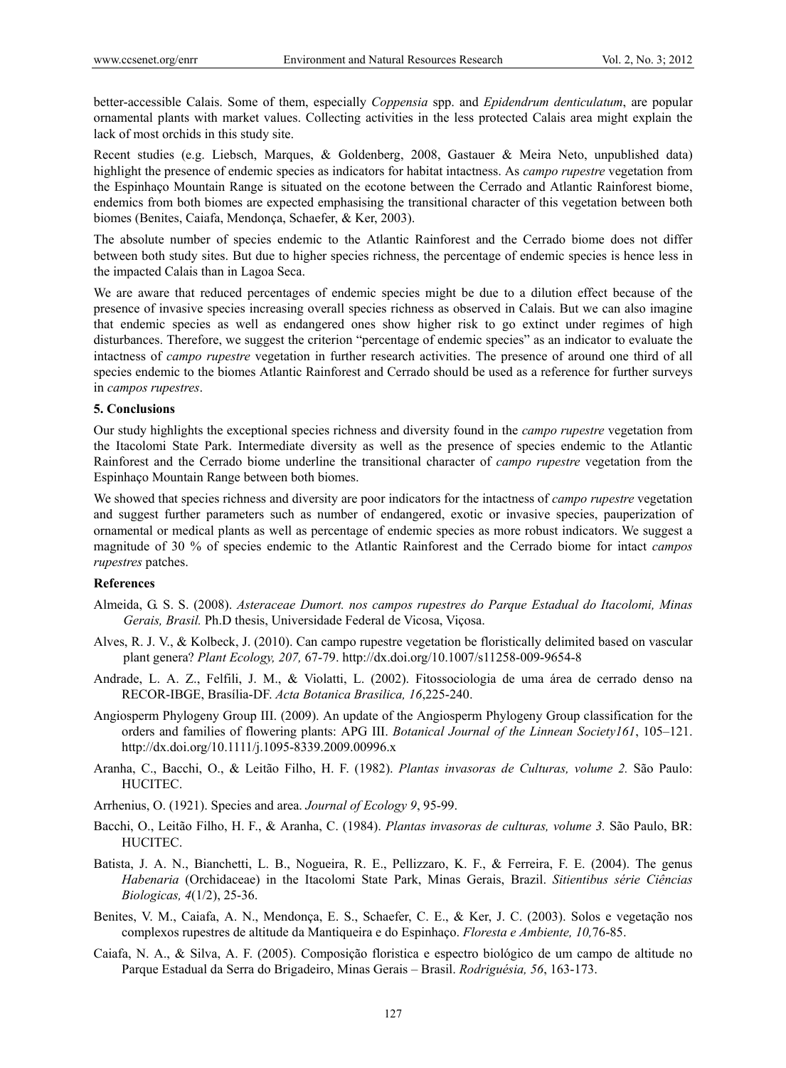better-accessible Calais. Some of them, especially *Coppensia* spp. and *Epidendrum denticulatum*, are popular ornamental plants with market values. Collecting activities in the less protected Calais area might explain the lack of most orchids in this study site.

Recent studies (e.g. Liebsch, Marques, & Goldenberg, 2008, Gastauer & Meira Neto, unpublished data) highlight the presence of endemic species as indicators for habitat intactness. As *campo rupestre* vegetation from the Espinhaço Mountain Range is situated on the ecotone between the Cerrado and Atlantic Rainforest biome, endemics from both biomes are expected emphasising the transitional character of this vegetation between both biomes (Benites, Caiafa, Mendonça, Schaefer, & Ker, 2003).

The absolute number of species endemic to the Atlantic Rainforest and the Cerrado biome does not differ between both study sites. But due to higher species richness, the percentage of endemic species is hence less in the impacted Calais than in Lagoa Seca.

We are aware that reduced percentages of endemic species might be due to a dilution effect because of the presence of invasive species increasing overall species richness as observed in Calais. But we can also imagine that endemic species as well as endangered ones show higher risk to go extinct under regimes of high disturbances. Therefore, we suggest the criterion "percentage of endemic species" as an indicator to evaluate the intactness of *campo rupestre* vegetation in further research activities. The presence of around one third of all species endemic to the biomes Atlantic Rainforest and Cerrado should be used as a reference for further surveys in *campos rupestres*.

## 5. Conclusions

Our study highlights the exceptional species richness and diversity found in the *campo rupestre* vegetation from the Itacolomi State Park. Intermediate diversity as well as the presence of species endemic to the Atlantic Rainforest and the Cerrado biome underline the transitional character of *campo rupestre* vegetation from the Espinhaço Mountain Range between both biomes.

We showed that species richness and diversity are poor indicators for the intactness of *campo rupestre* vegetation and suggest further parameters such as number of endangered, exotic or invasive species, pauperization of ornamental or medical plants as well as percentage of endemic species as more robust indicators. We suggest a magnitude of 30 % of species endemic to the Atlantic Rainforest and the Cerrado biome for intact *campos rupestres* patches.

## References

Almeida, G. S. S. (2008). *Asteraceae Dumort. nos campos rupestres do Parque Estadual do Itacolomi, Minas Gerais, Brasil.* Ph.D thesis, Universidade Federal de Vicosa, Viçosa.

Alves, R. J. V., & Kolbeck, J. (2010). Can campo rupestre vegetation be floristically delimited based on vascular plant genera? *Plant Ecology, 207,* 67-79. http://dx.doi.org/10.1007/s11258-009-9654-8

Andrade, L. A. Z., Felfili, J. M., & Violatti, L. (2002). Fitossociologia de uma área de cerrado denso na RECOR-IBGE, Brasília-DF. *Acta Botanica Brasilica, 16*,225-240.

Angiosperm Phylogeny Group III. (2009). An update of the Angiosperm Phylogeny Group classification for the orders and families of flowering plants: APG III. *Botanical Journal of the Linnean Society161*, 105–121. http://dx.doi.org/10.1111/j.1095-8339.2009.00996.x

Aranha, C., Bacchi, O., & Leitão Filho, H. F. (1982). *Plantas invasoras de Culturas, volume 2.* São Paulo: HUCITEC.

Arrhenius, O. (1921). Species and area. *Journal of Ecology 9*, 95-99.

Bacchi, O., Leitão Filho, H. F., & Aranha, C. (1984). *Plantas invasoras de culturas, volume 3.* São Paulo, BR: HUCITEC.

Batista, J. A. N., Bianchetti, L. B., Nogueira, R. E., Pellizzaro, K. F., & Ferreira, F. E. (2004). The genus *Habenaria* (Orchidaceae) in the Itacolomi State Park, Minas Gerais, Brazil. *Sitientibus série Ciências Biologicas, 4*(1/2), 25-36.

Benites, V. M., Caiafa, A. N., Mendonça, E. S., Schaefer, C. E., & Ker, J. C. (2003). Solos e vegetação nos complexos rupestres de altitude da Mantiqueira e do Espinhaço. *Floresta e Ambiente, 10,*76-85.

Caiafa, N. A., & Silva, A. F. (2005). Composição floristica e espectro biológico de um campo de altitude no Parque Estadual da Serra do Brigadeiro, Minas Gerais – Brasil. *Rodriguésia, 56*, 163-173.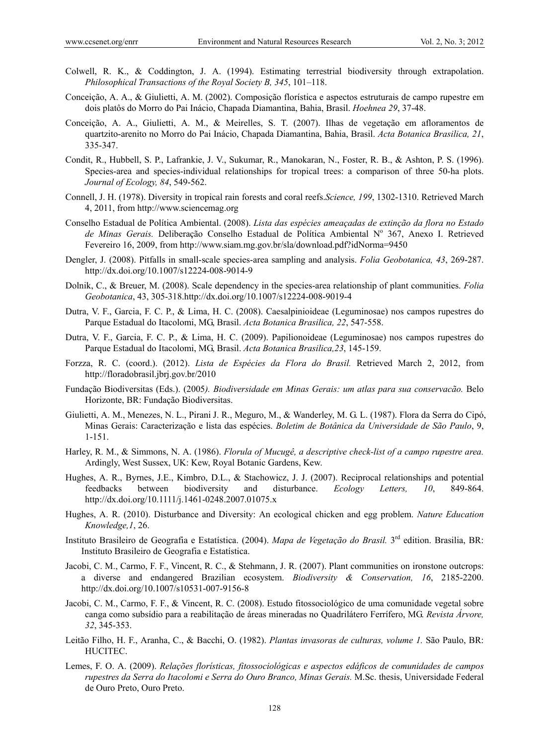Colwell, R. K., & Coddington, J. A. (1994). Estimating terrestrial biodiversity through extrapolation. *Philosophical Transactions of the Royal Society B, 345*, 101–118.

Conceição, A. A., & Giulietti, A. M. (2002). Composição florística e aspectos estruturais de campo rupestre em dois platôs do Morro do Pai Inácio, Chapada Diamantina, Bahia, Brasil. *Hoehnea 29*, 37-48.

Conceição, A. A., Giulietti, A. M., & Meirelles, S. T. (2007). Ilhas de vegetação em afloramentos de quartzito-arenito no Morro do Pai Inácio, Chapada Diamantina, Bahia, Brasil. *Acta Botanica Brasilica, 21*, 335-347.

Condit, R., Hubbell, S. P., Lafrankie, J. V., Sukumar, R., Manokaran, N., Foster, R. B., & Ashton, P. S. (1996). Species-area and species-individual relationships for tropical trees: a comparison of three 50-ha plots. *Journal of Ecology, 84*, 549-562.

Connell, J. H. (1978). Diversity in tropical rain forests and coral reefs.*Science, 199*, 1302-1310. Retrieved March 4, 2011, from http://www.sciencemag.org

Conselho Estadual de Política Ambiental. (2008). *Lista das espécies ameaçadas de extinção da flora no Estado de Minas Gerais.* Deliberação Conselho Estadual de Política Ambiental Nº 367, Anexo I. Retrieved Fevereiro 16, 2009, from http://www.siam.mg.gov.br/sla/download.pdf?idNorma=9450

Dengler, J. (2008). Pitfalls in small-scale species-area sampling and analysis. *Folia Geobotanica, 43*, 269-287. http://dx.doi.org/10.1007/s12224-008-9014-9

Dolnik, C., & Breuer, M. (2008). Scale dependency in the species-area relationship of plant communities. *Folia Geobotanica*, 43, 305-318.http://dx.doi.org/10.1007/s12224-008-9019-4

Dutra, V. F., Garcia, F. C. P., & Lima, H. C. (2008). Caesalpinioideae (Leguminosae) nos campos rupestres do Parque Estadual do Itacolomi, MG, Brasil. *Acta Botanica Brasilica, 22*, 547-558.

Dutra, V. F., Garcia, F. C. P., & Lima, H. C. (2009). Papilionoideae (Leguminosae) nos campos rupestres do Parque Estadual do Itacolomi, MG, Brasil. *Acta Botanica Brasilica,23*, 145-159.

Forzza, R. C. (coord.). (2012). *Lista de Espécies da Flora do Brasil.* Retrieved March 2, 2012, from http://floradobrasil.jbrj.gov.br/2010

Fundação Biodiversitas (Eds.). (2005*). Biodiversidade em Minas Gerais: um atlas para sua conservacão.* Belo Horizonte, BR: Fundação Biodiversitas.

Giulietti, A. M., Menezes, N. L., Pirani J. R., Meguro, M., & Wanderley, M. G. L. (1987). Flora da Serra do Cipó, Minas Gerais: Caracterização e lista das espécies. *Boletim de Botânica da Universidade de São Paulo*, 9, 1-151.

Harley, R. M., & Simmons, N. A. (1986). *Florula of Mucugê, a descriptive check-list of a campo rupestre area.* Ardingly, West Sussex, UK: Kew, Royal Botanic Gardens, Kew.

Hughes, A. R., Byrnes, J.E., Kimbro, D.L., & Stachowicz, J. J. (2007). Reciprocal relationships and potential feedbacks between biodiversity and disturbance. *Ecology Letters, 10*, 849-864. http://dx.doi.org/10.1111/j.1461-0248.2007.01075.x

Hughes, A. R. (2010). Disturbance and Diversity: An ecological chicken and egg problem. *Nature Education Knowledge,1*, 26.

Instituto Brasileiro de Geografia e Estatística. (2004). *Mapa de Vegetação do Brasil.* 3rd edition. Brasilia, BR: Instituto Brasileiro de Geografia e Estatística.

Jacobi, C. M., Carmo, F. F., Vincent, R. C., & Stehmann, J. R. (2007). Plant communities on ironstone outcrops: a diverse and endangered Brazilian ecosystem. *Biodiversity & Conservation, 16*, 2185-2200. http://dx.doi.org/10.1007/s10531-007-9156-8

Jacobi, C. M., Carmo, F. F., & Vincent, R. C. (2008). Estudo fitossociológico de uma comunidade vegetal sobre canga como subsídio para a reabilitação de áreas mineradas no Quadrilátero Ferrífero, MG. *Revista Árvore, 32*, 345-353.

Leitão Filho, H. F., Aranha, C., & Bacchi, O. (1982). *Plantas invasoras de culturas, volume 1.* São Paulo, BR: HUCITEC.

Lemes, F. O. A. (2009). *Relações florísticas, fitossociológicas e aspectos edáficos de comunidades de campos rupestres da Serra do Itacolomi e Serra do Ouro Branco, Minas Gerais.* M.Sc. thesis, Universidade Federal de Ouro Preto, Ouro Preto.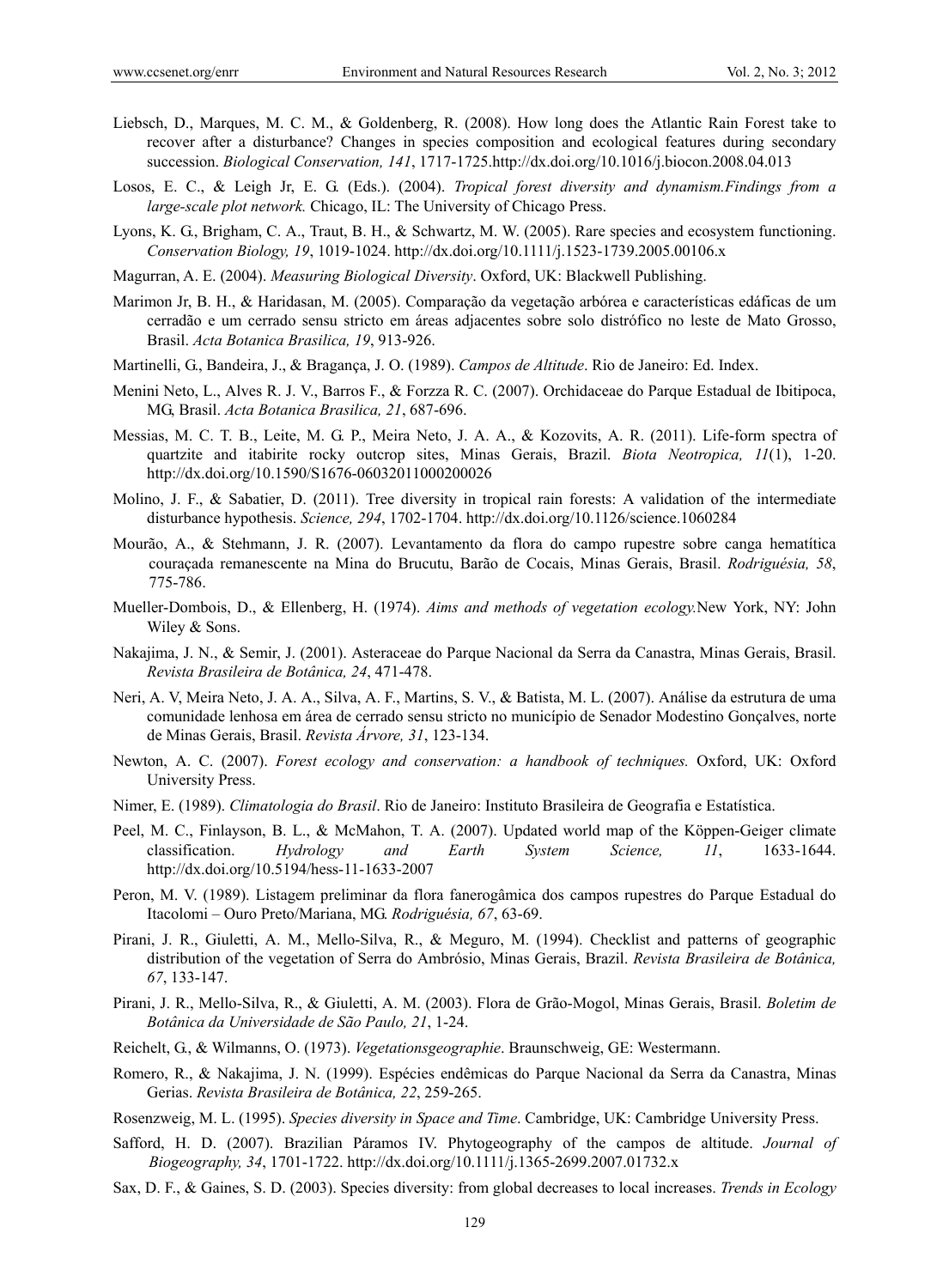Liebsch, D., Marques, M. C. M., & Goldenberg, R. (2008). How long does the Atlantic Rain Forest take to recover after a disturbance? Changes in species composition and ecological features during secondary succession. *Biological Conservation, 141*, 1717-1725.http://dx.doi.org/10.1016/j.biocon.2008.04.013

Losos, E. C., & Leigh Jr, E. G. (Eds.). (2004). *Tropical forest diversity and dynamism.Findings from a large-scale plot network.* Chicago, IL: The University of Chicago Press.

Lyons, K. G., Brigham, C. A., Traut, B. H., & Schwartz, M. W. (2005). Rare species and ecosystem functioning. *Conservation Biology, 19*, 1019-1024. http://dx.doi.org/10.1111/j.1523-1739.2005.00106.x

Magurran, A. E. (2004). *Measuring Biological Diversity*. Oxford, UK: Blackwell Publishing.

Marimon Jr, B. H., & Haridasan, M. (2005). Comparação da vegetação arbórea e características edáficas de um cerradão e um cerrado sensu stricto em áreas adjacentes sobre solo distrófico no leste de Mato Grosso, Brasil. *Acta Botanica Brasilica, 19*, 913-926.

Martinelli, G., Bandeira, J., & Bragança, J. O. (1989). *Campos de Altitude*. Rio de Janeiro: Ed. Index.

Menini Neto, L., Alves R. J. V., Barros F., & Forzza R. C. (2007). Orchidaceae do Parque Estadual de Ibitipoca, MG, Brasil. *Acta Botanica Brasilica, 21*, 687-696.

Messias, M. C. T. B., Leite, M. G. P., Meira Neto, J. A. A., & Kozovits, A. R. (2011). Life-form spectra of quartzite and itabirite rocky outcrop sites, Minas Gerais, Brazil. *Biota Neotropica, 11*(1), 1-20. http://dx.doi.org/10.1590/S1676-06032011000200026

Molino, J. F., & Sabatier, D. (2011). Tree diversity in tropical rain forests: A validation of the intermediate disturbance hypothesis. *Science, 294*, 1702-1704. http://dx.doi.org/10.1126/science.1060284

Mourão, A., & Stehmann, J. R. (2007). Levantamento da flora do campo rupestre sobre canga hematítica couraçada remanescente na Mina do Brucutu, Barão de Cocais, Minas Gerais, Brasil. *Rodriguésia, 58*, 775-786.

Mueller-Dombois, D., & Ellenberg, H. (1974). *Aims and methods of vegetation ecology.*New York, NY: John Wiley & Sons.

Nakajima, J. N., & Semir, J. (2001). Asteraceae do Parque Nacional da Serra da Canastra, Minas Gerais, Brasil. *Revista Brasileira de Botânica, 24*, 471-478.

Neri, A. V, Meira Neto, J. A. A., Silva, A. F., Martins, S. V., & Batista, M. L. (2007). Análise da estrutura de uma comunidade lenhosa em área de cerrado sensu stricto no município de Senador Modestino Gonçalves, norte de Minas Gerais, Brasil. *Revista Árvore, 31*, 123-134.

Newton, A. C. (2007). *Forest ecology and conservation: a handbook of techniques.* Oxford, UK: Oxford University Press.

Nimer, E. (1989). *Climatologia do Brasil*. Rio de Janeiro: Instituto Brasileira de Geografia e Estatística.

Peel, M. C., Finlayson, B. L., & McMahon, T. A. (2007). Updated world map of the Köppen-Geiger climate classification. *Hydrology and Earth System Science, 11*, 1633-1644. http://dx.doi.org/10.5194/hess-11-1633-2007

Peron, M. V. (1989). Listagem preliminar da flora fanerogâmica dos campos rupestres do Parque Estadual do Itacolomi – Ouro Preto/Mariana, MG. *Rodriguésia, 67*, 63-69.

Pirani, J. R., Giuletti, A. M., Mello-Silva, R., & Meguro, M. (1994). Checklist and patterns of geographic distribution of the vegetation of Serra do Ambrósio, Minas Gerais, Brazil. *Revista Brasileira de Botânica, 67*, 133-147.

Pirani, J. R., Mello-Silva, R., & Giuletti, A. M. (2003). Flora de Grão-Mogol, Minas Gerais, Brasil. *Boletim de Botânica da Universidade de São Paulo, 21*, 1-24.

Reichelt, G., & Wilmanns, O. (1973). *Vegetationsgeographie*. Braunschweig, GE: Westermann.

Romero, R., & Nakajima, J. N. (1999). Espécies endêmicas do Parque Nacional da Serra da Canastra, Minas Gerias. *Revista Brasileira de Botânica, 22*, 259-265.

Rosenzweig, M. L. (1995). *Species diversity in Space and Time*. Cambridge, UK: Cambridge University Press.

Safford, H. D. (2007). Brazilian Páramos IV. Phytogeography of the campos de altitude. *Journal of Biogeography, 34*, 1701-1722. http://dx.doi.org/10.1111/j.1365-2699.2007.01732.x

Sax, D. F., & Gaines, S. D. (2003). Species diversity: from global decreases to local increases. *Trends in Ecology*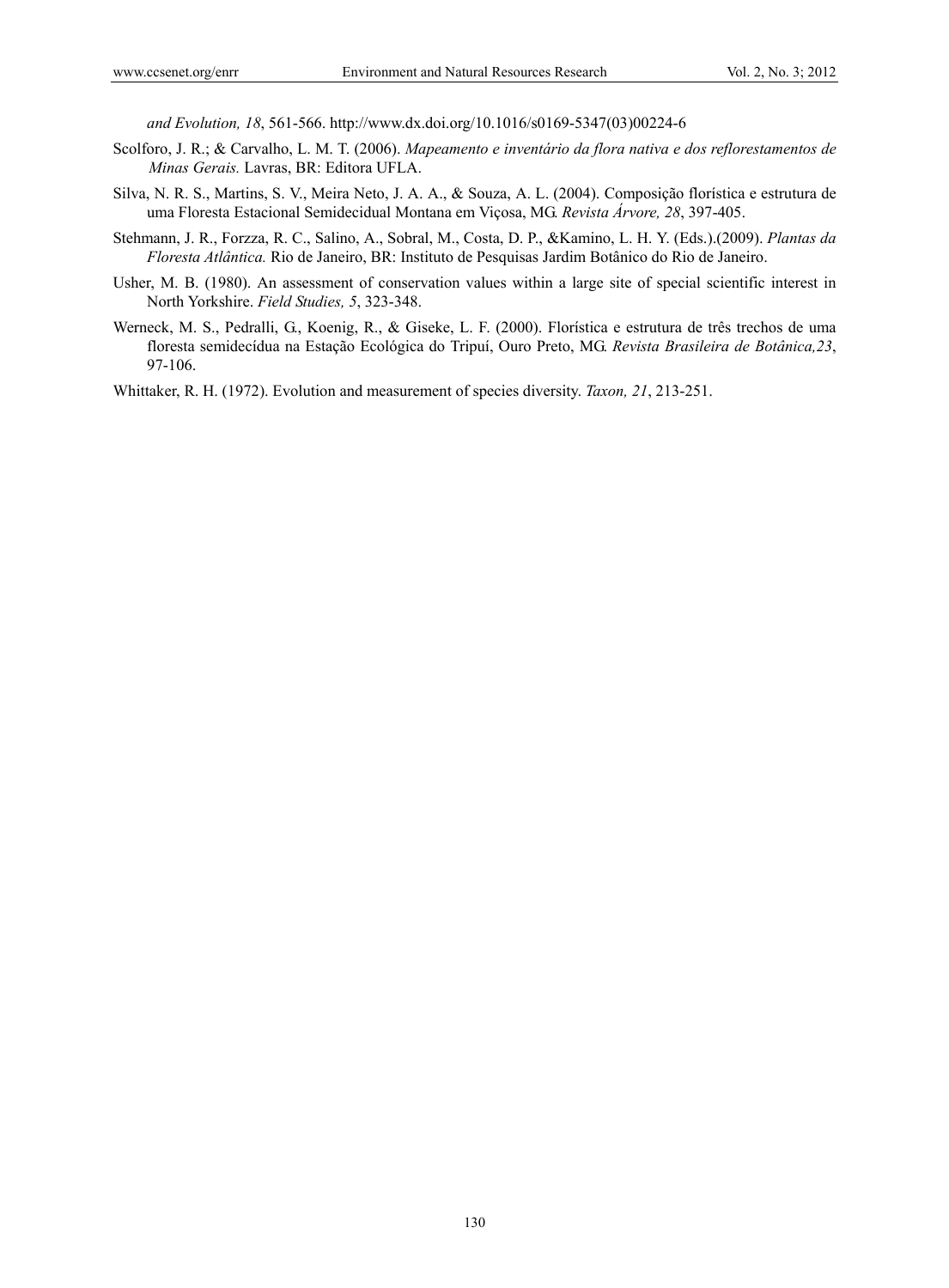*and Evolution, 18*, 561-566. http://www.dx.doi.org/10.1016/s0169-5347(03)00224-6

Scolforo, J. R.; & Carvalho, L. M. T. (2006). *Mapeamento e inventário da flora nativa e dos reflorestamentos de Minas Gerais.* Lavras, BR: Editora UFLA.

Silva, N. R. S., Martins, S. V., Meira Neto, J. A. A., & Souza, A. L. (2004). Composição florística e estrutura de uma Floresta Estacional Semidecidual Montana em Viçosa, MG. *Revista Árvore, 28*, 397-405.

Stehmann, J. R., Forzza, R. C., Salino, A., Sobral, M., Costa, D. P., &Kamino, L. H. Y. (Eds.).(2009). *Plantas da Floresta Atlântica.* Rio de Janeiro, BR: Instituto de Pesquisas Jardim Botânico do Rio de Janeiro.

Usher, M. B. (1980). An assessment of conservation values within a large site of special scientific interest in North Yorkshire. *Field Studies, 5*, 323-348.

Werneck, M. S., Pedralli, G., Koenig, R., & Giseke, L. F. (2000). Florística e estrutura de três trechos de uma floresta semidecídua na Estação Ecológica do Tripuí, Ouro Preto, MG. *Revista Brasileira de Botânica,23*, 97-106.

Whittaker, R. H. (1972). Evolution and measurement of species diversity. *Taxon, 21*, 213-251.